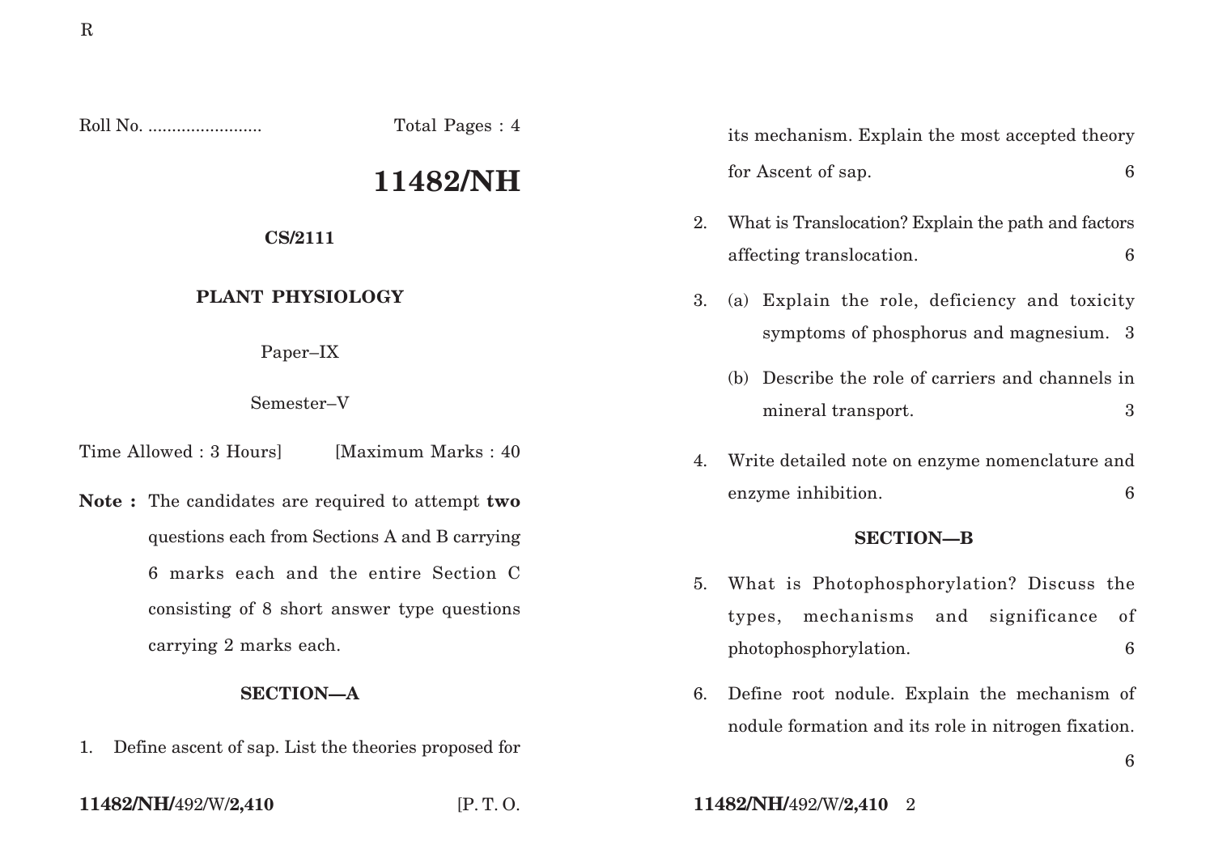Roll No. ........................ Total Pages : 4

# 11482/NH

**CS/2111**

**PLANT PHYSIOLOGY**

Paper–IX

Semester–V

Time Allowed : 3 Hours] [Maximum Marks : 40

**Note :** The candidates are required to attempt **two** questions each from Sections A and B carrying 6 marks each and the entire Section C consisting of 8 short answer type questions carrying 2 marks each.

## SECTION—A

1. Define ascent of sap. List the theories proposed for its mechanism. Explain the most accepted theory for Ascent of sap. 6

2. What is Translocation? Explain the path and factors affecting translocation. 6

3. (a) Explain the role, deficiency and toxicity symptoms of phosphorus and magnesium. 3

   (b) Describe the role of carriers and channels in mineral transport. 3

4. Write detailed note on enzyme nomenclature and enzyme inhibition. 6

## SECTION—B

5. What is Photophosphorylation? Discuss the types, mechanisms and significance of photophosphorylation. 6

6. Define root nodule. Explain the mechanism of nodule formation and its role in nitrogen fixation. 6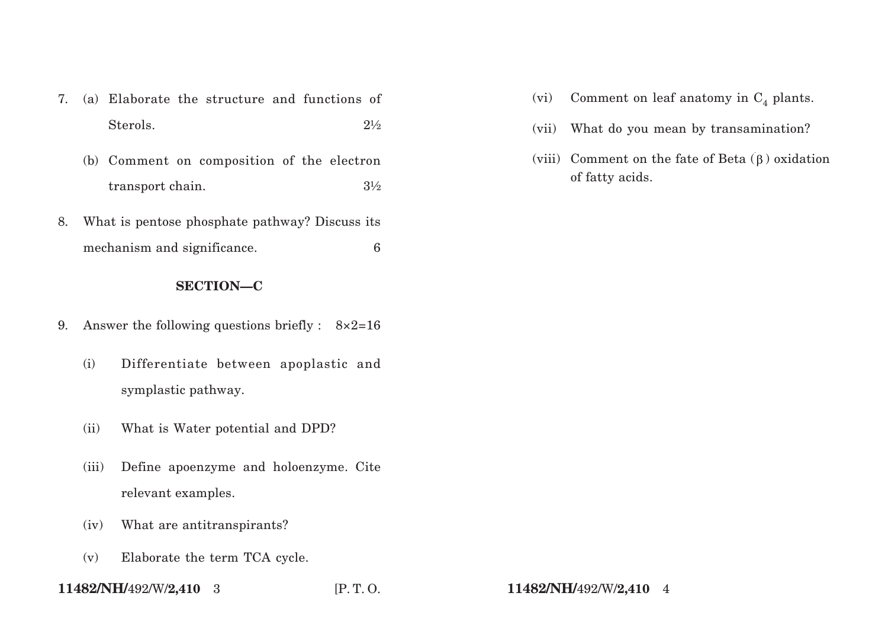7. (a) Elaborate the structure and functions of Sterols. 2½

   (b) Comment on composition of the electron transport chain. 3½

8. What is pentose phosphate pathway? Discuss its mechanism and significance. 6

## SECTION—C

9. Answer the following questions briefly : 8×2=16

   (i) Differentiate between apoplastic and symplastic pathway.

   (ii) What is Water potential and DPD?

   (iii) Define apoenzyme and holoenzyme. Cite relevant examples.

   (iv) What are antitranspirants?

   (v) Elaborate the term TCA cycle.

   (vi) Comment on leaf anatomy in $C_4$ plants.

   (vii) What do you mean by transamination?

   (viii) Comment on the fate of Beta ($\beta$) oxidation of fatty acids.